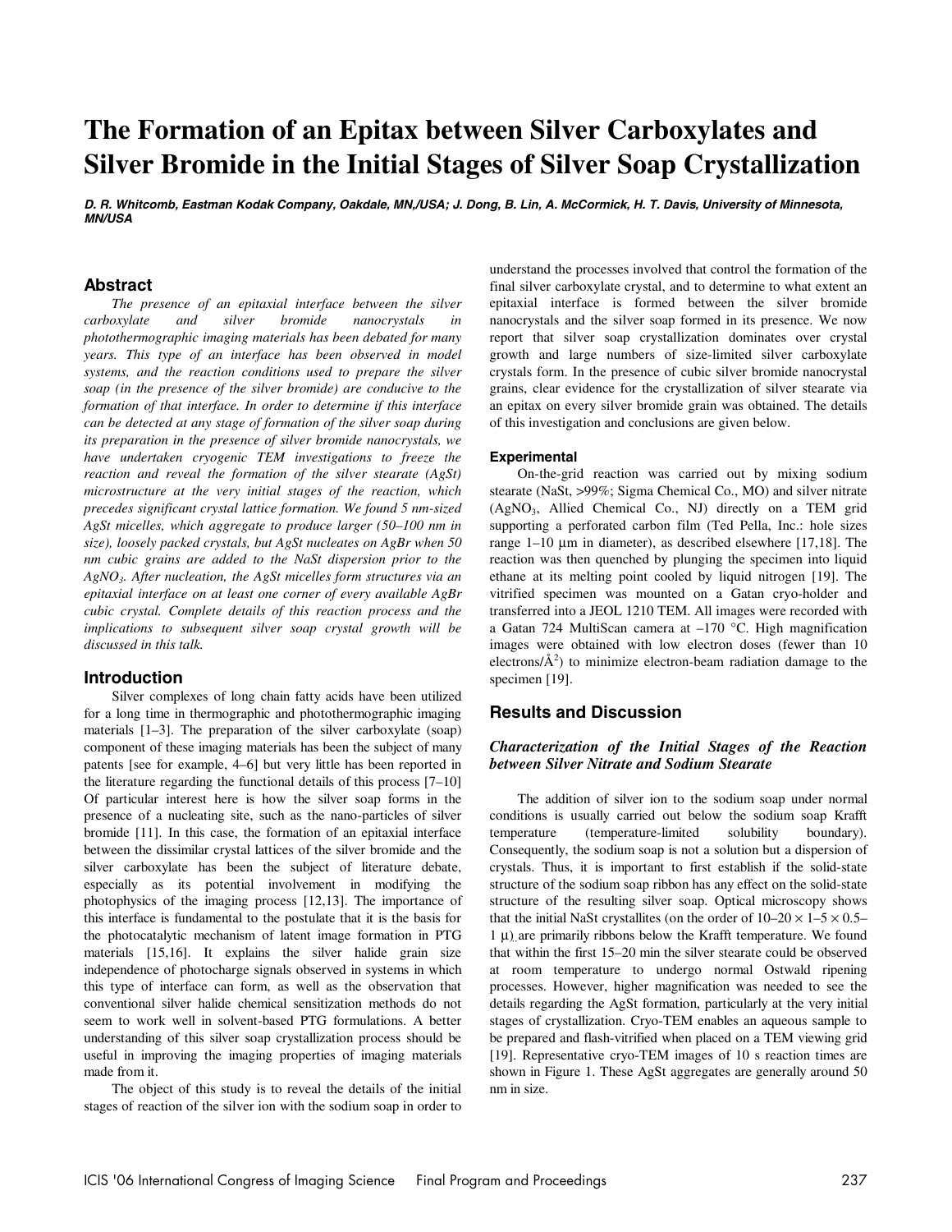# The Formation of an Epitax between Silver Carboxylates and Silver Bromide in the Initial Stages of Silver Soap Crystallization

***D. R. Whitcomb, Eastman Kodak Company, Oakdale, MN,/USA; J. Dong, B. Lin, A. McCormick, H. T. Davis, University of Minnesota, MN/USA***

## Abstract

*The presence of an epitaxial interface between the silver carboxylate and silver bromide nanocrystals in photothermographic imaging materials has been debated for many years. This type of an interface has been observed in model systems, and the reaction conditions used to prepare the silver soap (in the presence of the silver bromide) are conducive to the formation of that interface. In order to determine if this interface can be detected at any stage of formation of the silver soap during its preparation in the presence of silver bromide nanocrystals, we have undertaken cryogenic TEM investigations to freeze the reaction and reveal the formation of the silver stearate (AgSt) microstructure at the very initial stages of the reaction, which precedes significant crystal lattice formation. We found 5 nm-sized AgSt micelles, which aggregate to produce larger (50–100 nm in size), loosely packed crystals, but AgSt nucleates on AgBr when 50 nm cubic grains are added to the NaSt dispersion prior to the $AgNO_3$. After nucleation, the AgSt micelles form structures via an epitaxial interface on at least one corner of every available AgBr cubic crystal. Complete details of this reaction process and the implications to subsequent silver soap crystal growth will be discussed in this talk.*

## Introduction

Silver complexes of long chain fatty acids have been utilized for a long time in thermographic and photothermographic imaging materials [1–3]. The preparation of the silver carboxylate (soap) component of these imaging materials has been the subject of many patents [see for example, 4–6] but very little has been reported in the literature regarding the functional details of this process [7–10] Of particular interest here is how the silver soap forms in the presence of a nucleating site, such as the nano-particles of silver bromide [11]. In this case, the formation of an epitaxial interface between the dissimilar crystal lattices of the silver bromide and the silver carboxylate has been the subject of literature debate, especially as its potential involvement in modifying the photophysics of the imaging process [12,13]. The importance of this interface is fundamental to the postulate that it is the basis for the photocatalytic mechanism of latent image formation in PTG materials [15,16]. It explains the silver halide grain size independence of photocharge signals observed in systems in which this type of interface can form, as well as the observation that conventional silver halide chemical sensitization methods do not seem to work well in solvent-based PTG formulations. A better understanding of this silver soap crystallization process should be useful in improving the imaging properties of imaging materials made from it.

The object of this study is to reveal the details of the initial stages of reaction of the silver ion with the sodium soap in order to understand the processes involved that control the formation of the final silver carboxylate crystal, and to determine to what extent an epitaxial interface is formed between the silver bromide nanocrystals and the silver soap formed in its presence. We now report that silver soap crystallization dominates over crystal growth and large numbers of size-limited silver carboxylate crystals form. In the presence of cubic silver bromide nanocrystal grains, clear evidence for the crystallization of silver stearate via an epitax on every silver bromide grain was obtained. The details of this investigation and conclusions are given below.

### Experimental

On-the-grid reaction was carried out by mixing sodium stearate (NaSt, >99%; Sigma Chemical Co., MO) and silver nitrate ($AgNO_3$, Allied Chemical Co., NJ) directly on a TEM grid supporting a perforated carbon film (Ted Pella, Inc.: hole sizes range 1–10 μm in diameter), as described elsewhere [17,18]. The reaction was then quenched by plunging the specimen into liquid ethane at its melting point cooled by liquid nitrogen [19]. The vitrified specimen was mounted on a Gatan cryo-holder and transferred into a JEOL 1210 TEM. All images were recorded with a Gatan 724 MultiScan camera at –170 °C. High magnification images were obtained with low electron doses (fewer than 10 electrons/$Å^2$) to minimize electron-beam radiation damage to the specimen [19].

## Results and Discussion

### *Characterization of the Initial Stages of the Reaction between Silver Nitrate and Sodium Stearate*

The addition of silver ion to the sodium soap under normal conditions is usually carried out below the sodium soap Krafft temperature (temperature-limited solubility boundary). Consequently, the sodium soap is not a solution but a dispersion of crystals. Thus, it is important to first establish if the solid-state structure of the sodium soap ribbon has any effect on the solid-state structure of the resulting silver soap. Optical microscopy shows that the initial NaSt crystallites (on the order of $10–20 \times 1–5 \times 0.5–1$ μ) are primarily ribbons below the Krafft temperature. We found that within the first 15–20 min the silver stearate could be observed at room temperature to undergo normal Ostwald ripening processes. However, higher magnification was needed to see the details regarding the AgSt formation, particularly at the very initial stages of crystallization. Cryo-TEM enables an aqueous sample to be prepared and flash-vitrified when placed on a TEM viewing grid [19]. Representative cryo-TEM images of 10 s reaction times are shown in Figure 1. These AgSt aggregates are generally around 50 nm in size.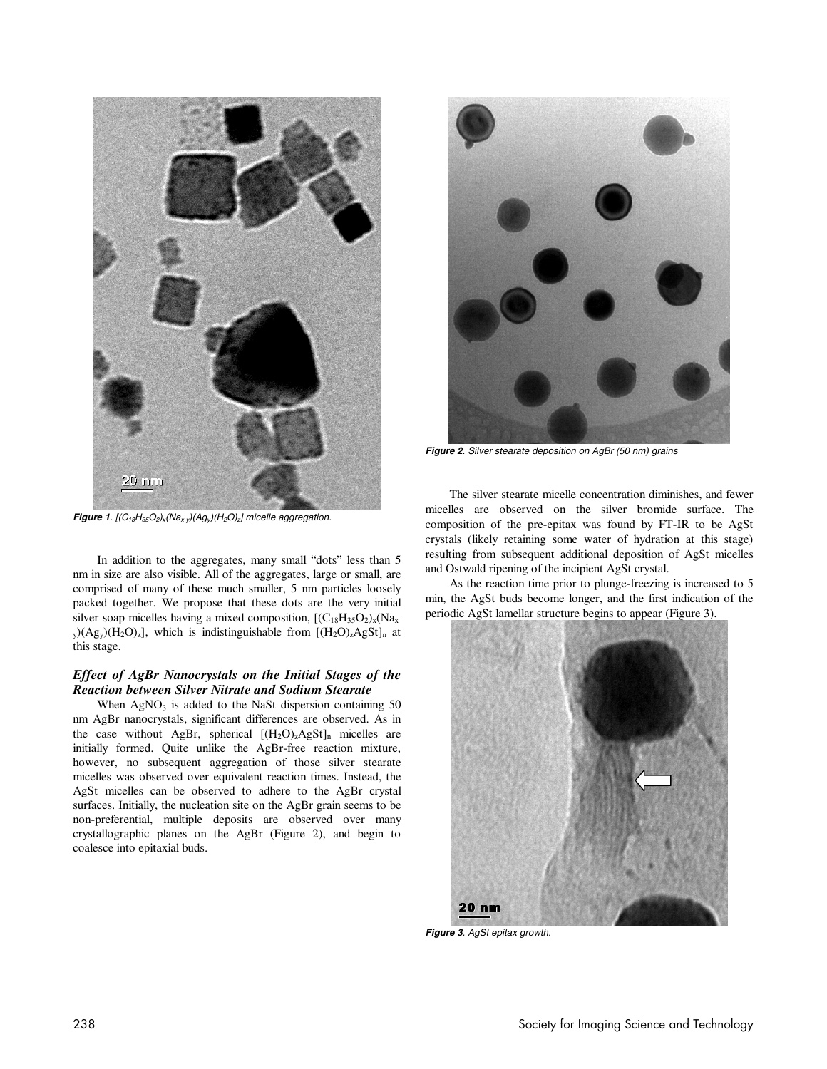*Figure 1. $[(C_{18}H_{35}O_2)_x(Na_{x-y})(Ag_y)(H_2O)_z]$ micelle aggregation.*

In addition to the aggregates, many small "dots" less than 5 nm in size are also visible. All of the aggregates, large or small, are comprised of many of these much smaller, 5 nm particles loosely packed together. We propose that these dots are the very initial silver soap micelles having a mixed composition, $[(C_{18}H_{35}O_2)_x(Na_{x-y})(Ag_y)(H_2O)_z]$, which is indistinguishable from $[(H_2O)_zAgSt]_n$ at this stage.

### *Effect of AgBr Nanocrystals on the Initial Stages of the Reaction between Silver Nitrate and Sodium Stearate*

When $AgNO_3$ is added to the NaSt dispersion containing 50 nm AgBr nanocrystals, significant differences are observed. As in the case without AgBr, spherical $[(H_2O)_zAgSt]_n$ micelles are initially formed. Quite unlike the AgBr-free reaction mixture, however, no subsequent aggregation of those silver stearate micelles was observed over equivalent reaction times. Instead, the AgSt micelles can be observed to adhere to the AgBr crystal surfaces. Initially, the nucleation site on the AgBr grain seems to be non-preferential, multiple deposits are observed over many crystallographic planes on the AgBr (Figure 2), and begin to coalesce into epitaxial buds.

*Figure 2. Silver stearate deposition on AgBr (50 nm) grains*

The silver stearate micelle concentration diminishes, and fewer micelles are observed on the silver bromide surface. The composition of the pre-epitax was found by FT-IR to be AgSt crystals (likely retaining some water of hydration at this stage) resulting from subsequent additional deposition of AgSt micelles and Ostwald ripening of the incipient AgSt crystal.

As the reaction time prior to plunge-freezing is increased to 5 min, the AgSt buds become longer, and the first indication of the periodic AgSt lamellar structure begins to appear (Figure 3).

*Figure 3. AgSt epitax growth.*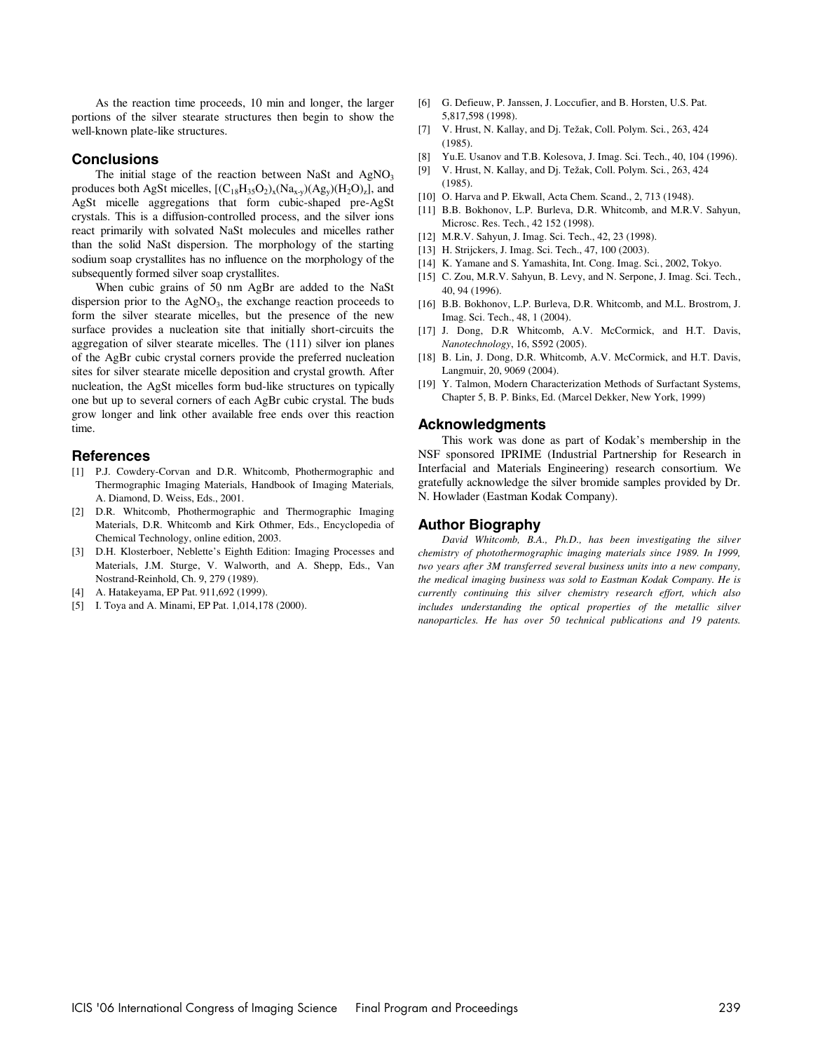As the reaction time proceeds, 10 min and longer, the larger portions of the silver stearate structures then begin to show the well-known plate-like structures.

## Conclusions

The initial stage of the reaction between NaSt and $AgNO_3$ produces both AgSt micelles, $[(C_{18}H_{35}O_2)_x(Na_{x-y})(Ag_y)(H_2O)_z]$, and AgSt micelle aggregations that form cubic-shaped pre-AgSt crystals. This is a diffusion-controlled process, and the silver ions react primarily with solvated NaSt molecules and micelles rather than the solid NaSt dispersion. The morphology of the starting sodium soap crystallites has no influence on the morphology of the subsequently formed silver soap crystallites.

When cubic grains of 50 nm AgBr are added to the NaSt dispersion prior to the $AgNO_3$, the exchange reaction proceeds to form the silver stearate micelles, but the presence of the new surface provides a nucleation site that initially short-circuits the aggregation of silver stearate micelles. The (111) silver ion planes of the AgBr cubic crystal corners provide the preferred nucleation sites for silver stearate micelle deposition and crystal growth. After nucleation, the AgSt micelles form bud-like structures on typically one but up to several corners of each AgBr cubic crystal. The buds grow longer and link other available free ends over this reaction time.

## References

[1] P.J. Cowdery-Corvan and D.R. Whitcomb, Photothermographic and Thermographic Imaging Materials, Handbook of Imaging Materials, A. Diamond, D. Weiss, Eds., 2001.

[2] D.R. Whitcomb, Photothermographic and Thermographic Imaging Materials, D.R. Whitcomb and Kirk Othmer, Eds., Encyclopedia of Chemical Technology, online edition, 2003.

[3] D.H. Klosterboer, Neblette's Eighth Edition: Imaging Processes and Materials, J.M. Sturge, V. Walworth, and A. Shepp, Eds., Van Nostrand-Reinhold, Ch. 9, 279 (1989).

[4] A. Hatakeyama, EP Pat. 911,692 (1999).

[5] I. Toya and A. Minami, EP Pat. 1,014,178 (2000).

[6] G. Defieuw, P. Janssen, J. Loccufier, and B. Horsten, U.S. Pat. 5,817,598 (1998).

[7] V. Hrust, N. Kallay, and Dj. Težak, Coll. Polym. Sci., 263, 424 (1985).

[8] Yu.E. Usanov and T.B. Kolesova, J. Imag. Sci. Tech., 40, 104 (1996).

[9] V. Hrust, N. Kallay, and Dj. Težak, Coll. Polym. Sci., 263, 424 (1985).

[10] O. Harva and P. Ekwall, Acta Chem. Scand., 2, 713 (1948).

[11] B.B. Bokhonov, L.P. Burleva, D.R. Whitcomb, and M.R.V. Sahyun, Microsc. Res. Tech., 42 152 (1998).

[12] M.R.V. Sahyun, J. Imag. Sci. Tech., 42, 23 (1998).

[13] H. Strijckers, J. Imag. Sci. Tech., 47, 100 (2003).

[14] K. Yamane and S. Yamashita, Int. Cong. Imag. Sci., 2002, Tokyo.

[15] C. Zou, M.R.V. Sahyun, B. Levy, and N. Serpone, J. Imag. Sci. Tech., 40, 94 (1996).

[16] B.B. Bokhonov, L.P. Burleva, D.R. Whitcomb, and M.L. Brostrom, J. Imag. Sci. Tech., 48, 1 (2004).

[17] J. Dong, D.R Whitcomb, A.V. McCormick, and H.T. Davis, *Nanotechnology*, 16, S592 (2005).

[18] B. Lin, J. Dong, D.R. Whitcomb, A.V. McCormick, and H.T. Davis, Langmuir, 20, 9069 (2004).

[19] Y. Talmon, Modern Characterization Methods of Surfactant Systems, Chapter 5, B. P. Binks, Ed. (Marcel Dekker, New York, 1999)

## Acknowledgments

This work was done as part of Kodak's membership in the NSF sponsored IPRIME (Industrial Partnership for Research in Interfacial and Materials Engineering) research consortium. We gratefully acknowledge the silver bromide samples provided by Dr. N. Howlader (Eastman Kodak Company).

## Author Biography

*David Whitcomb, B.A., Ph.D., has been investigating the silver chemistry of photothermographic imaging materials since 1989. In 1999, two years after 3M transferred several business units into a new company, the medical imaging business was sold to Eastman Kodak Company. He is currently continuing this silver chemistry research effort, which also includes understanding the optical properties of the metallic silver nanoparticles. He has over 50 technical publications and 19 patents.*